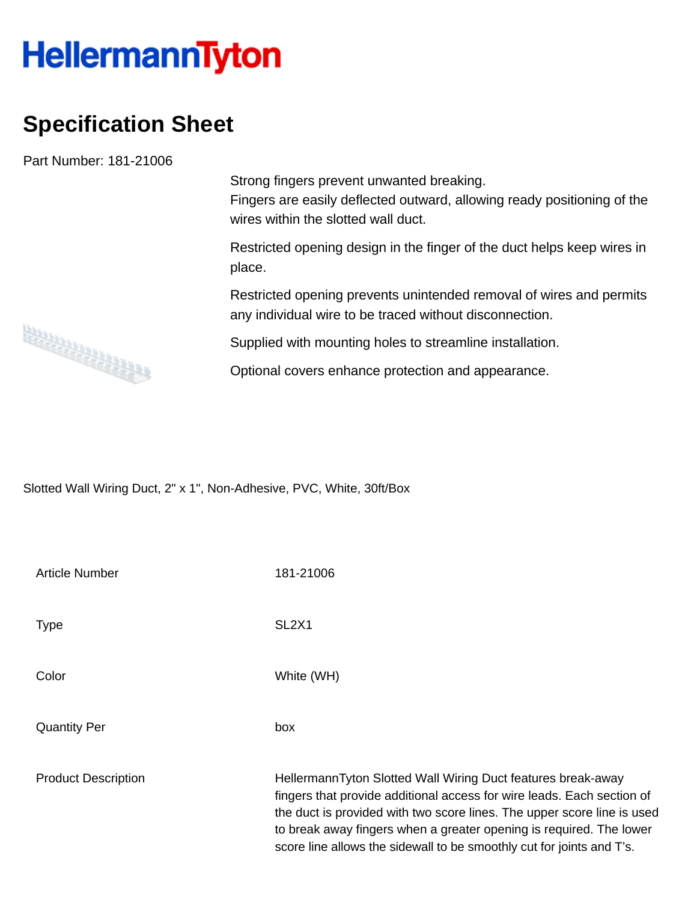# HellermannTyton

## Specification Sheet

Part Number: 181-21006

Strong fingers prevent unwanted breaking.
Fingers are easily deflected outward, allowing ready positioning of the wires within the slotted wall duct.

Restricted opening design in the finger of the duct helps keep wires in place.

Restricted opening prevents unintended removal of wires and permits any individual wire to be traced without disconnection.

Supplied with mounting holes to streamline installation.

Optional covers enhance protection and appearance.

Slotted Wall Wiring Duct, 2" x 1", Non-Adhesive, PVC, White, 30ft/Box

| | |
|---|---|
| Article Number | 181-21006 |
| Type | SL2X1 |
| Color | White (WH) |
| Quantity Per | box |
| Product Description | HellermannTyton Slotted Wall Wiring Duct features break-away fingers that provide additional access for wire leads. Each section of the duct is provided with two score lines. The upper score line is used to break away fingers when a greater opening is required. The lower score line allows the sidewall to be smoothly cut for joints and T's. |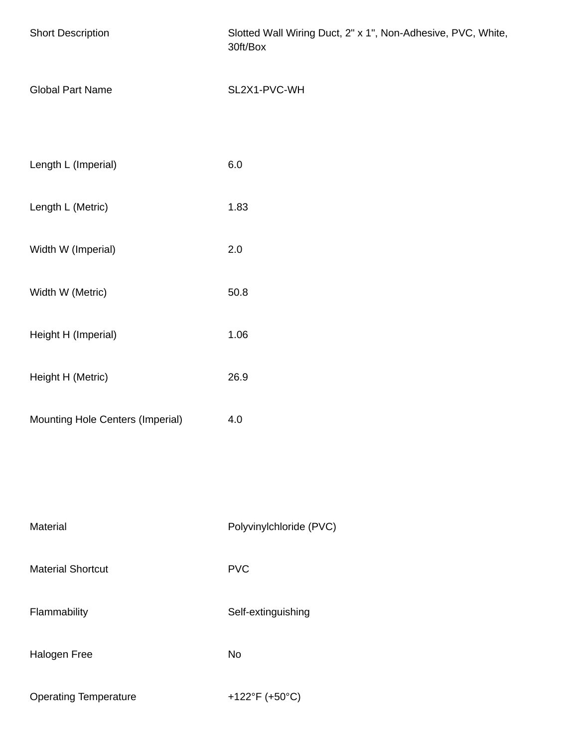| | |
|---|---|
| Short Description | Slotted Wall Wiring Duct, 2" x 1", Non-Adhesive, PVC, White, 30ft/Box |
| Global Part Name | SL2X1-PVC-WH |
| Length L (Imperial) | 6.0 |
| Length L (Metric) | 1.83 |
| Width W (Imperial) | 2.0 |
| Width W (Metric) | 50.8 |
| Height H (Imperial) | 1.06 |
| Height H (Metric) | 26.9 |
| Mounting Hole Centers (Imperial) | 4.0 |
| Material | Polyvinylchloride (PVC) |
| Material Shortcut | PVC |
| Flammability | Self-extinguishing |
| Halogen Free | No |
| Operating Temperature | +122°F (+50°C) |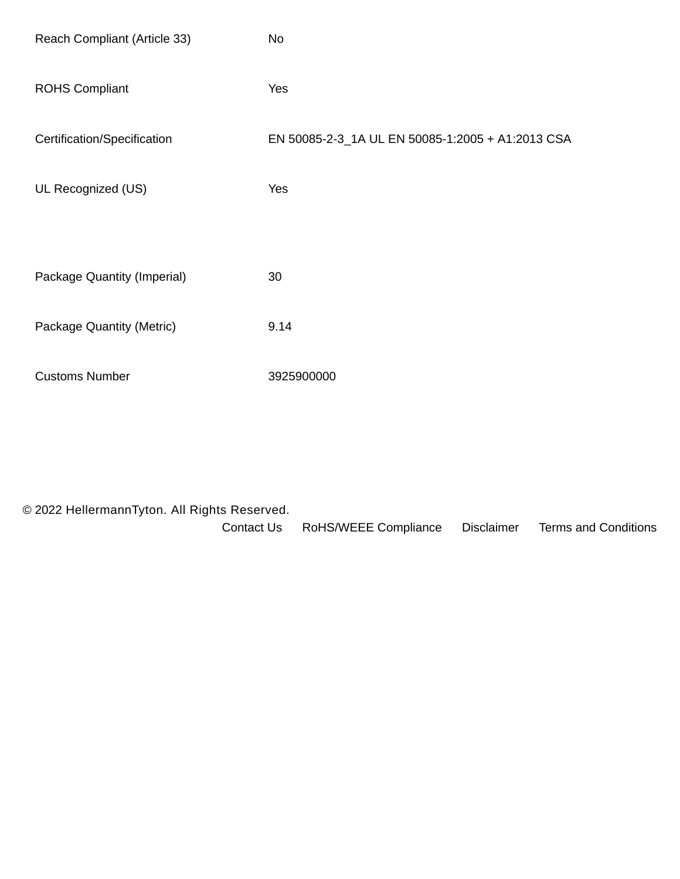| | |
|---|---|
| Reach Compliant (Article 33) | No |
| ROHS Compliant | Yes |
| Certification/Specification | EN 50085-2-3_1A UL EN 50085-1:2005 + A1:2013 CSA |
| UL Recognized (US) | Yes |

| | |
|---|---|
| Package Quantity (Imperial) | 30 |
| Package Quantity (Metric) | 9.14 |
| Customs Number | 3925900000 |

© 2022 HellermannTyton. All Rights Reserved.

Contact Us RoHS/WEEE Compliance Disclaimer Terms and Conditions